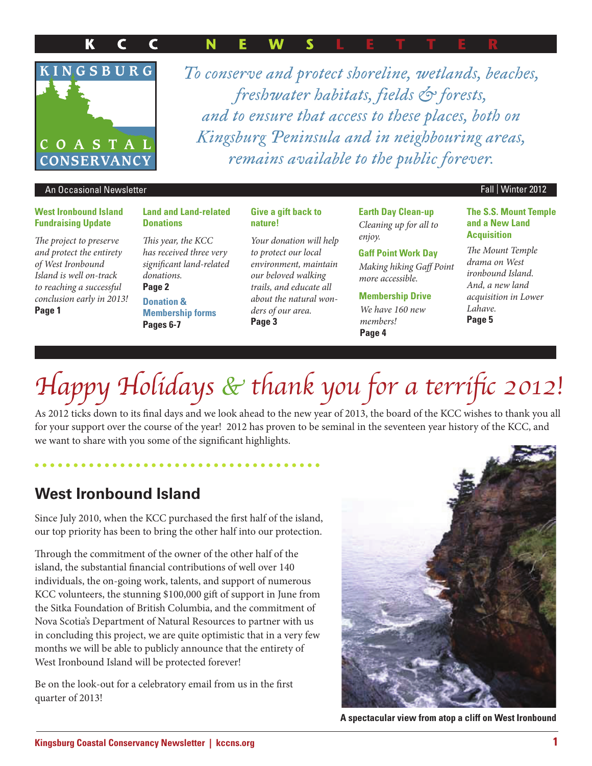# KCC NEWSLETTER

KINGSBURG COASTAL CONSERVANCY

*To conserve and protect shoreline, wetlands, beaches, freshwater habitats, fields & forests, and to ensure that access to these places, both on Kingsburg Peninsula and in neighbouring areas, remains available to the public forever.*

An Occasional Newsletter — Fall | Winter 2012

**West Ironbound Island Fundraising Update**
*The project to preserve and protect the entirety of West Ironbound Island is well on-track to reaching a successful conclusion early in 2013!*
**Page 1**

**Land and Land-related Donations**
*This year, the KCC has received three very significant land-related donations.*
**Page 2**

**Donation & Membership forms**
**Pages 6-7**

**Give a gift back to nature!**
*Your donation will help to protect our local environment, maintain our beloved walking trails, and educate all about the natural wonders of our area.*
**Page 3**

**Earth Day Clean-up**
*Cleaning up for all to enjoy.*

**Gaff Point Work Day**
*Making hiking Gaff Point more accessible.*

**Membership Drive**
*We have 160 new members!*
**Page 4**

**The S.S. Mount Temple and a New Land Acquisition**
*The Mount Temple drama on West ironbound Island. And, a new land acquisition in Lower Lahave.*
**Page 5**

# Happy Holidays & thank you for a terrific 2012!

As 2012 ticks down to its final days and we look ahead to the new year of 2013, the board of the KCC wishes to thank you all for your support over the course of the year! 2012 has proven to be seminal in the seventeen year history of the KCC, and we want to share with you some of the significant highlights.

## West Ironbound Island

Since July 2010, when the KCC purchased the first half of the island, our top priority has been to bring the other half into our protection.

Through the commitment of the owner of the other half of the island, the substantial financial contributions of well over 140 individuals, the on-going work, talents, and support of numerous KCC volunteers, the stunning $100,000 gift of support in June from the Sitka Foundation of British Columbia, and the commitment of Nova Scotia's Department of Natural Resources to partner with us in concluding this project, we are quite optimistic that in a very few months we will be able to publicly announce that the entirety of West Ironbound Island will be protected forever!

Be on the look-out for a celebratory email from us in the first quarter of 2013!

**A spectacular view from atop a cliff on West Ironbound**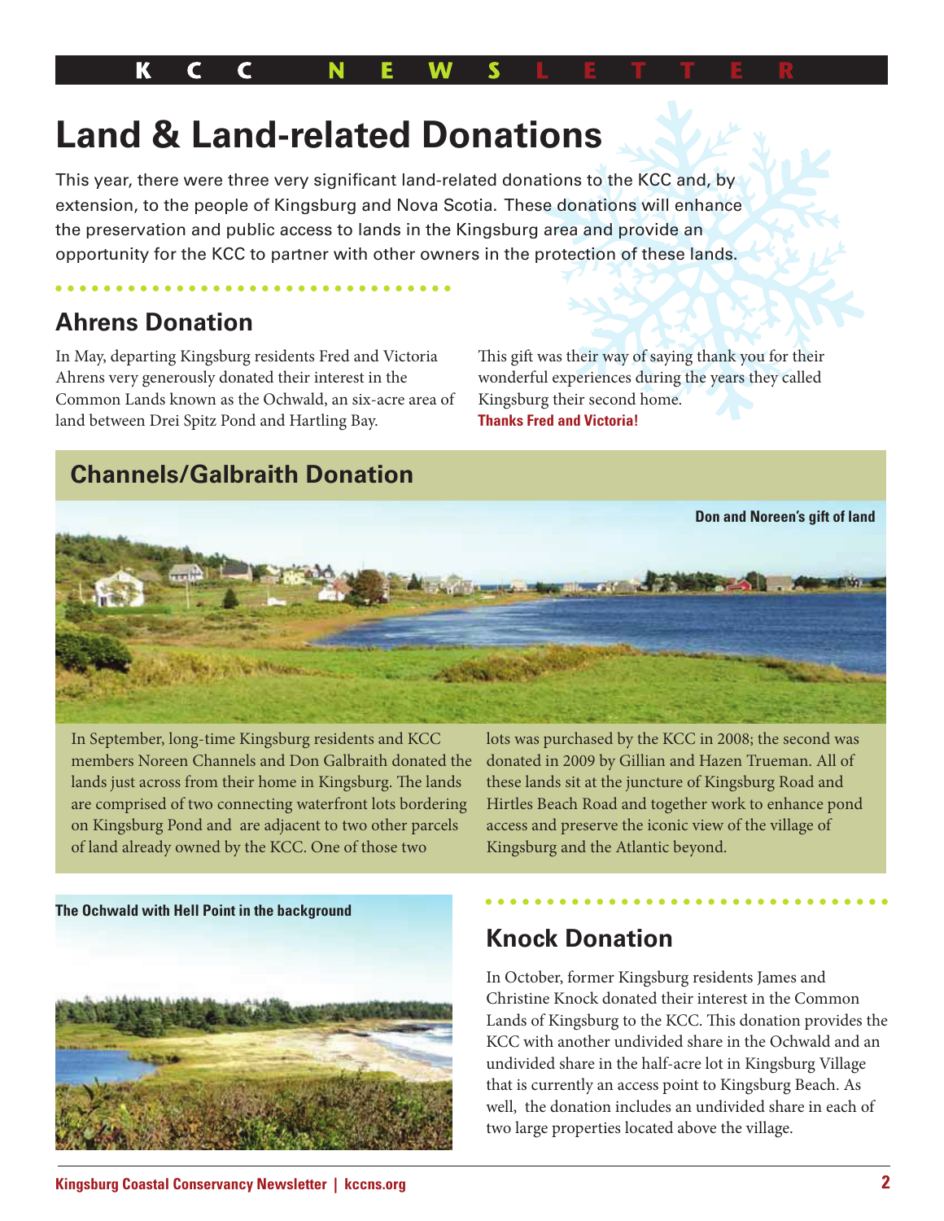# Land & Land-related Donations

This year, there were three very significant land-related donations to the KCC and, by extension, to the people of Kingsburg and Nova Scotia. These donations will enhance the preservation and public access to lands in the Kingsburg area and provide an opportunity for the KCC to partner with other owners in the protection of these lands.

## Ahrens Donation

In May, departing Kingsburg residents Fred and Victoria Ahrens very generously donated their interest in the Common Lands known as the Ochwald, an six-acre area of land between Drei Spitz Pond and Hartling Bay.

This gift was their way of saying thank you for their wonderful experiences during the years they called Kingsburg their second home.

**Thanks Fred and Victoria!**

## Channels/Galbraith Donation

**Don and Noreen's gift of land**

In September, long-time Kingsburg residents and KCC members Noreen Channels and Don Galbraith donated the lands just across from their home in Kingsburg. The lands are comprised of two connecting waterfront lots bordering on Kingsburg Pond and are adjacent to two other parcels of land already owned by the KCC. One of those two lots was purchased by the KCC in 2008; the second was donated in 2009 by Gillian and Hazen Trueman. All of these lands sit at the juncture of Kingsburg Road and Hirtles Beach Road and together work to enhance pond access and preserve the iconic view of the village of Kingsburg and the Atlantic beyond.

**The Ochwald with Hell Point in the background**

## Knock Donation

In October, former Kingsburg residents James and Christine Knock donated their interest in the Common Lands of Kingsburg to the KCC. This donation provides the KCC with another undivided share in the Ochwald and an undivided share in the half-acre lot in Kingsburg Village that is currently an access point to Kingsburg Beach. As well, the donation includes an undivided share in each of two large properties located above the village.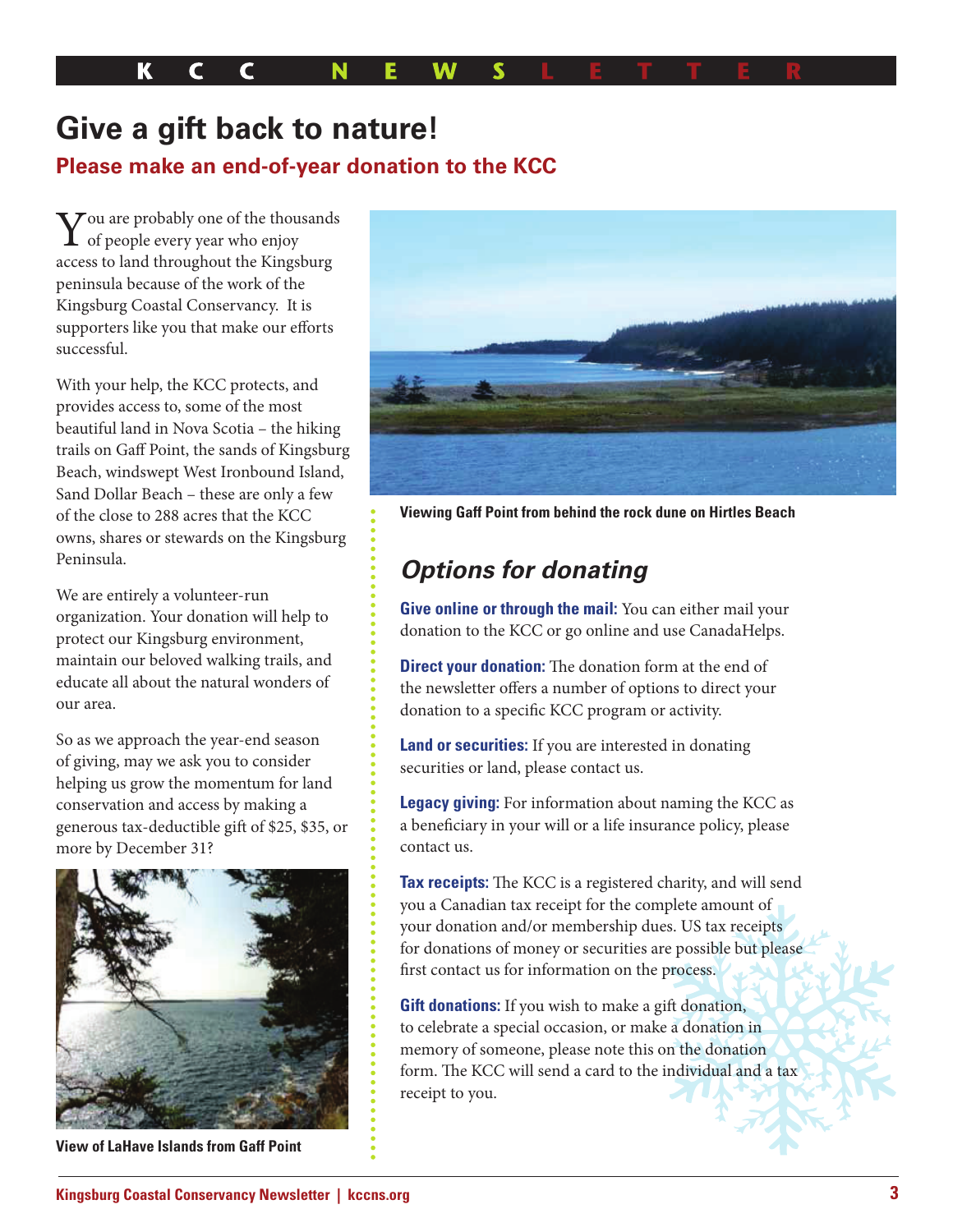# Give a gift back to nature!

## Please make an end-of-year donation to the KCC

You are probably one of the thousands of people every year who enjoy access to land throughout the Kingsburg peninsula because of the work of the Kingsburg Coastal Conservancy. It is supporters like you that make our efforts successful.

With your help, the KCC protects, and provides access to, some of the most beautiful land in Nova Scotia – the hiking trails on Gaff Point, the sands of Kingsburg Beach, windswept West Ironbound Island, Sand Dollar Beach – these are only a few of the close to 288 acres that the KCC owns, shares or stewards on the Kingsburg Peninsula.

We are entirely a volunteer-run organization. Your donation will help to protect our Kingsburg environment, maintain our beloved walking trails, and educate all about the natural wonders of our area.

So as we approach the year-end season of giving, may we ask you to consider helping us grow the momentum for land conservation and access by making a generous tax-deductible gift of $25, $35, or more by December 31?

**View of LaHave Islands from Gaff Point**

**Viewing Gaff Point from behind the rock dune on Hirtles Beach**

## *Options for donating*

**Give online or through the mail:** You can either mail your donation to the KCC or go online and use CanadaHelps.

**Direct your donation:** The donation form at the end of the newsletter offers a number of options to direct your donation to a specific KCC program or activity.

**Land or securities:** If you are interested in donating securities or land, please contact us.

**Legacy giving:** For information about naming the KCC as a beneficiary in your will or a life insurance policy, please contact us.

**Tax receipts:** The KCC is a registered charity, and will send you a Canadian tax receipt for the complete amount of your donation and/or membership dues. US tax receipts for donations of money or securities are possible but please first contact us for information on the process.

**Gift donations:** If you wish to make a gift donation, to celebrate a special occasion, or make a donation in memory of someone, please note this on the donation form. The KCC will send a card to the individual and a tax receipt to you.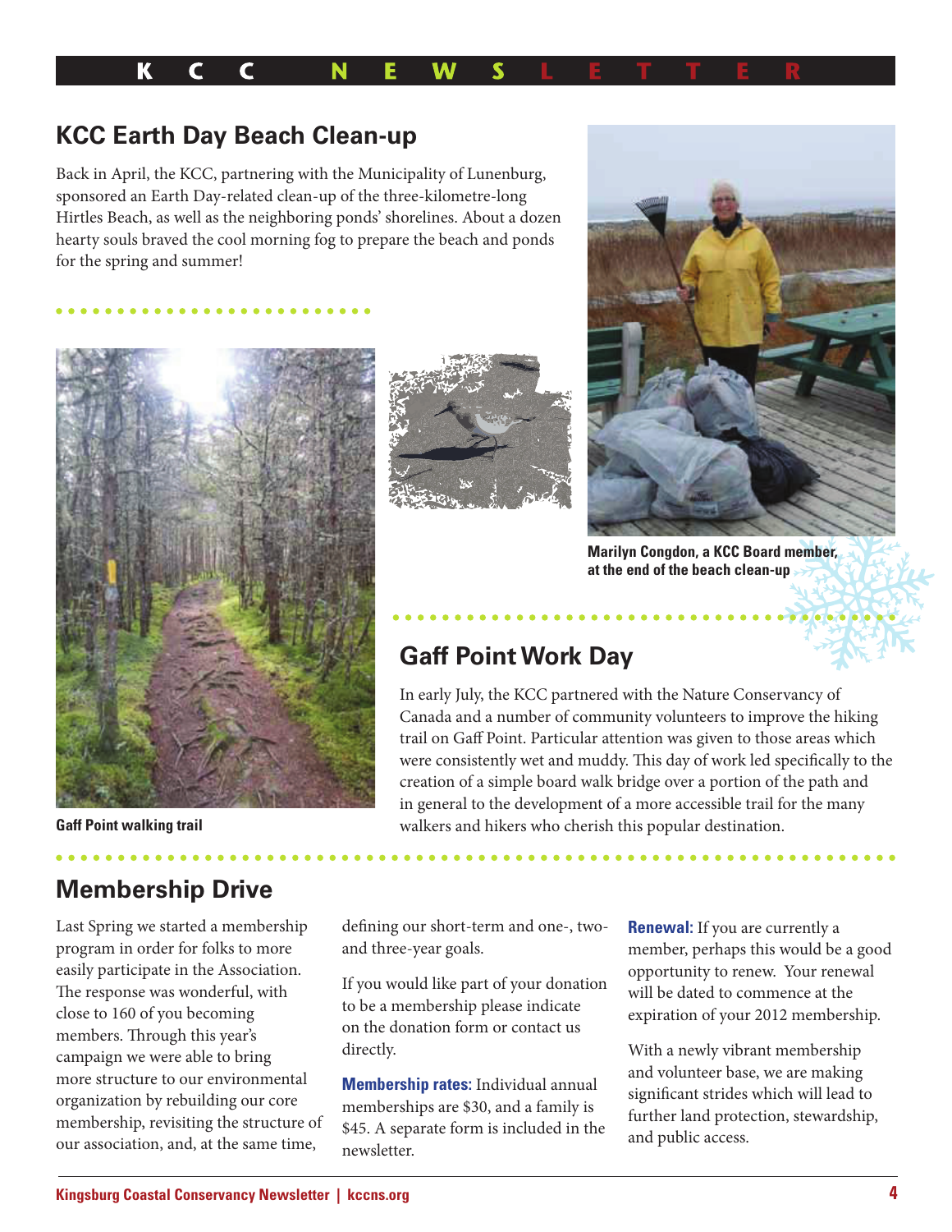## KCC Earth Day Beach Clean-up

Back in April, the KCC, partnering with the Municipality of Lunenburg, sponsored an Earth Day-related clean-up of the three-kilometre-long Hirtles Beach, as well as the neighboring ponds' shorelines. About a dozen hearty souls braved the cool morning fog to prepare the beach and ponds for the spring and summer!

**Marilyn Congdon, a KCC Board member, at the end of the beach clean-up**

**Gaff Point walking trail**

## Gaff Point Work Day

In early July, the KCC partnered with the Nature Conservancy of Canada and a number of community volunteers to improve the hiking trail on Gaff Point. Particular attention was given to those areas which were consistently wet and muddy. This day of work led specifically to the creation of a simple board walk bridge over a portion of the path and in general to the development of a more accessible trail for the many walkers and hikers who cherish this popular destination.

## Membership Drive

Last Spring we started a membership program in order for folks to more easily participate in the Association. The response was wonderful, with close to 160 of you becoming members. Through this year's campaign we were able to bring more structure to our environmental organization by rebuilding our core membership, revisiting the structure of our association, and, at the same time, defining our short-term and one-, two- and three-year goals.

If you would like part of your donation to be a membership please indicate on the donation form or contact us directly.

**Membership rates:** Individual annual memberships are $30, and a family is $45. A separate form is included in the newsletter.

**Renewal:** If you are currently a member, perhaps this would be a good opportunity to renew. Your renewal will be dated to commence at the expiration of your 2012 membership.

With a newly vibrant membership and volunteer base, we are making significant strides which will lead to further land protection, stewardship, and public access.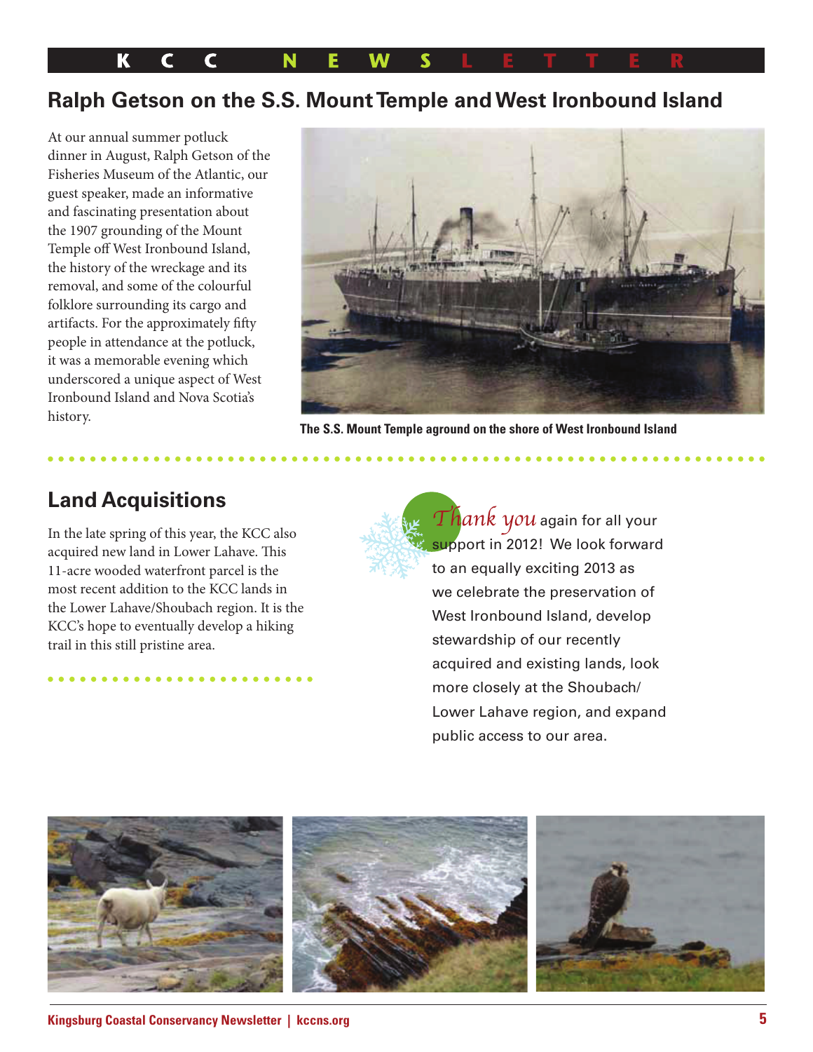## Ralph Getson on the S.S. Mount Temple and West Ironbound Island

At our annual summer potluck dinner in August, Ralph Getson of the Fisheries Museum of the Atlantic, our guest speaker, made an informative and fascinating presentation about the 1907 grounding of the Mount Temple off West Ironbound Island, the history of the wreckage and its removal, and some of the colourful folklore surrounding its cargo and artifacts. For the approximately fifty people in attendance at the potluck, it was a memorable evening which underscored a unique aspect of West Ironbound Island and Nova Scotia's history.

**The S.S. Mount Temple aground on the shore of West Ironbound Island**

## Land Acquisitions

In the late spring of this year, the KCC also acquired new land in Lower Lahave. This 11-acre wooded waterfront parcel is the most recent addition to the KCC lands in the Lower Lahave/Shoubach region. It is the KCC's hope to eventually develop a hiking trail in this still pristine area.

*Thank you* again for all your support in 2012! We look forward to an equally exciting 2013 as we celebrate the preservation of West Ironbound Island, develop stewardship of our recently acquired and existing lands, look more closely at the Shoubach/ Lower Lahave region, and expand public access to our area.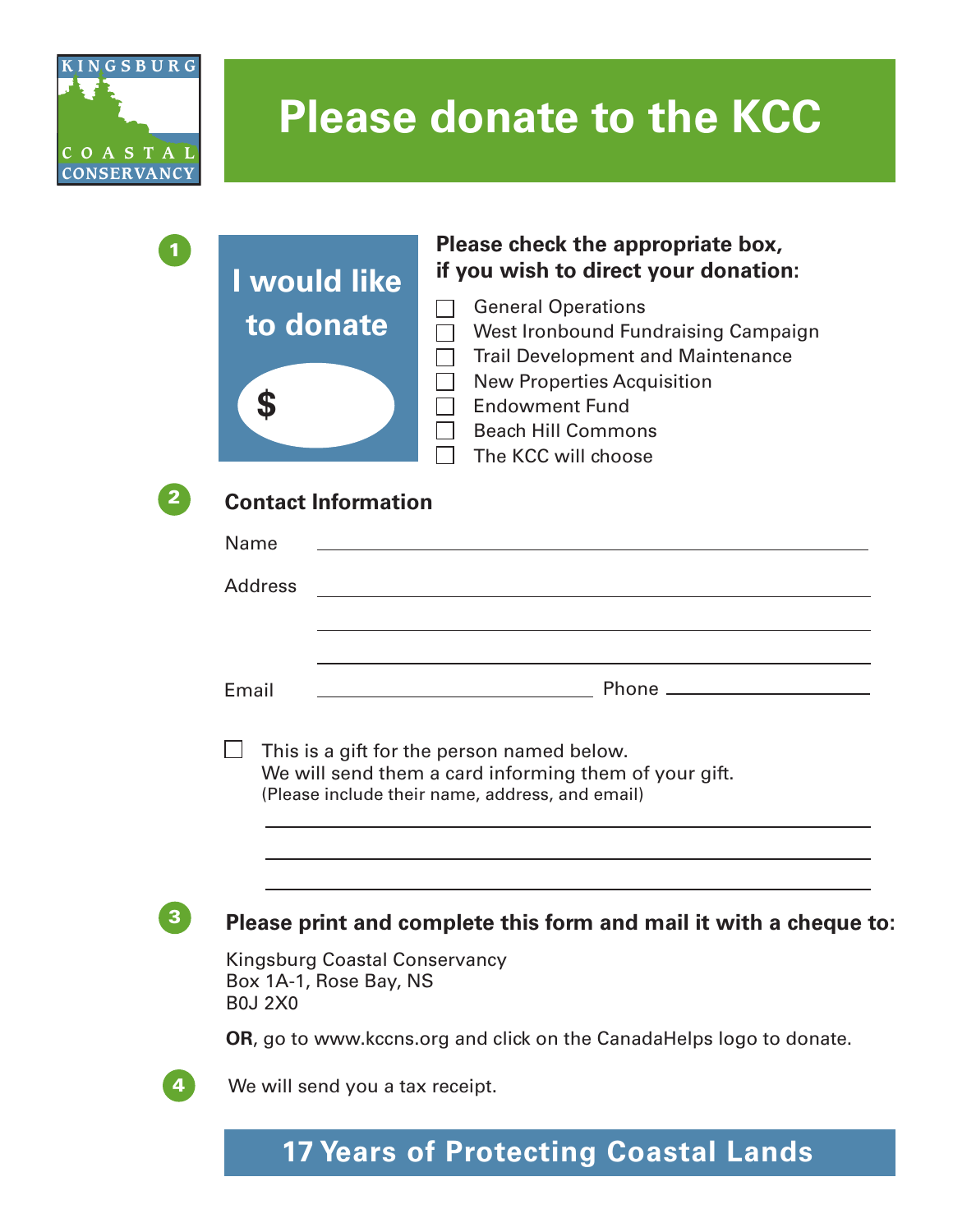KINGSBURG COASTAL CONSERVANCY

# Please donate to the KCC

**1**

**I would like to donate**

**$** \_\_\_\_\_\_\_\_

**Please check the appropriate box, if you wish to direct your donation:**

- ☐ General Operations
- ☐ West Ironbound Fundraising Campaign
- ☐ Trail Development and Maintenance
- ☐ New Properties Acquisition
- ☐ Endowment Fund
- ☐ Beach Hill Commons
- ☐ The KCC will choose

**2**

## Contact Information

Name \_\_\_\_\_\_\_\_\_\_\_\_\_\_\_\_\_\_\_\_\_\_\_\_\_\_\_\_\_\_\_\_\_\_\_\_\_\_\_\_

Address \_\_\_\_\_\_\_\_\_\_\_\_\_\_\_\_\_\_\_\_\_\_\_\_\_\_\_\_\_\_\_\_\_\_\_\_\_\_\_\_

\_\_\_\_\_\_\_\_\_\_\_\_\_\_\_\_\_\_\_\_\_\_\_\_\_\_\_\_\_\_\_\_\_\_\_\_\_\_\_\_

\_\_\_\_\_\_\_\_\_\_\_\_\_\_\_\_\_\_\_\_\_\_\_\_\_\_\_\_\_\_\_\_\_\_\_\_\_\_\_\_

Email \_\_\_\_\_\_\_\_\_\_\_\_\_\_\_\_\_\_\_\_ Phone \_\_\_\_\_\_\_\_\_\_\_\_\_\_\_\_\_\_\_\_

☐ This is a gift for the person named below.
We will send them a card informing them of your gift.
(Please include their name, address, and email)

\_\_\_\_\_\_\_\_\_\_\_\_\_\_\_\_\_\_\_\_\_\_\_\_\_\_\_\_\_\_\_\_\_\_\_\_\_\_\_\_

\_\_\_\_\_\_\_\_\_\_\_\_\_\_\_\_\_\_\_\_\_\_\_\_\_\_\_\_\_\_\_\_\_\_\_\_\_\_\_\_

\_\_\_\_\_\_\_\_\_\_\_\_\_\_\_\_\_\_\_\_\_\_\_\_\_\_\_\_\_\_\_\_\_\_\_\_\_\_\_\_

**3**

**Please print and complete this form and mail it with a cheque to:**

Kingsburg Coastal Conservancy
Box 1A-1, Rose Bay, NS
B0J 2X0

**OR**, go to www.kccns.org and click on the CanadaHelps logo to donate.

**4**

We will send you a tax receipt.

## 17 Years of Protecting Coastal Lands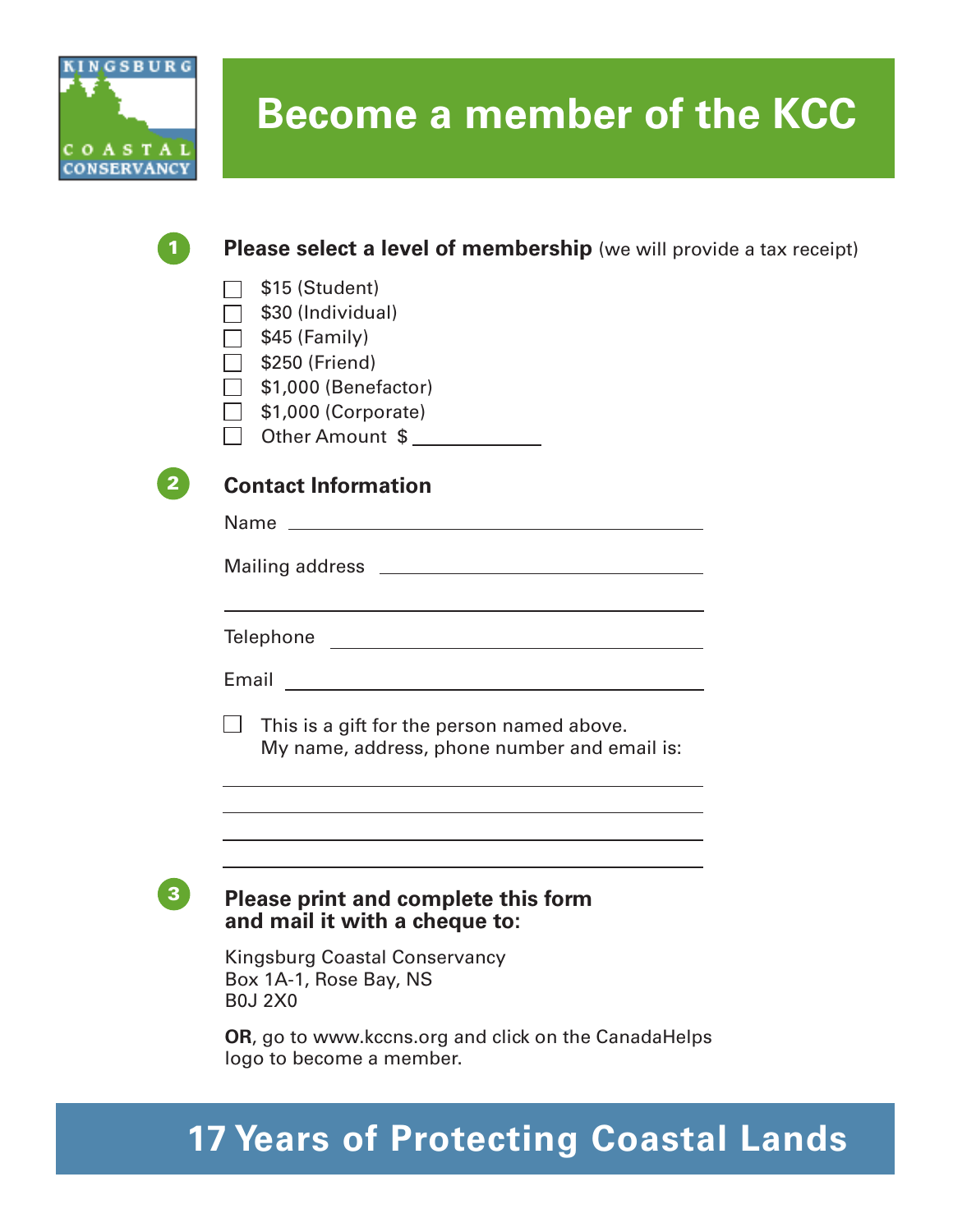KINGSBURG COASTAL CONSERVANCY

# Become a member of the KCC

**1**

**Please select a level of membership** (we will provide a tax receipt)

- ☐ $15 (Student)
- ☐ $30 (Individual)
- ☐ $45 (Family)
- ☐ $250 (Friend)
- ☐ $1,000 (Benefactor)
- ☐ $1,000 (Corporate)
- ☐ Other Amount $ ____________

**2**

**Contact Information**

Name ______________________________

Mailing address ______________________________

______________________________

Telephone ______________________________

Email ______________________________

☐ This is a gift for the person named above.
My name, address, phone number and email is:

______________________________

______________________________

______________________________

______________________________

**3**

**Please print and complete this form and mail it with a cheque to:**

Kingsburg Coastal Conservancy
Box 1A-1, Rose Bay, NS
B0J 2X0

**OR**, go to www.kccns.org and click on the CanadaHelps logo to become a member.

## 17 Years of Protecting Coastal Lands